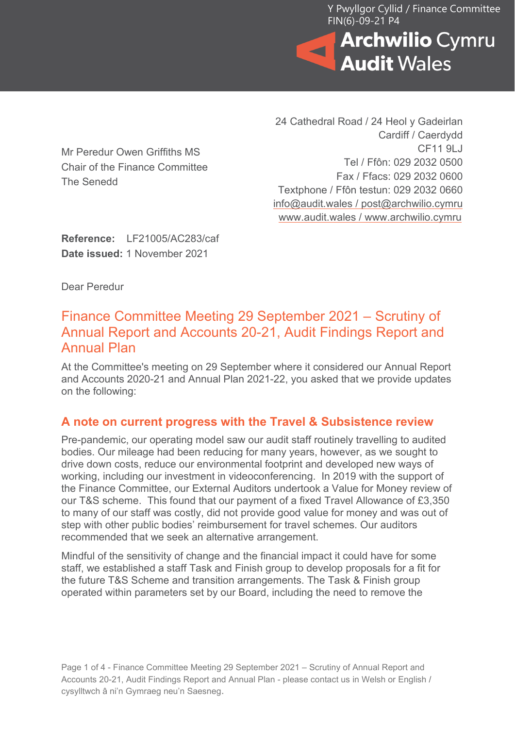Y Pwyllgor Cyllid / Finance Committee
FIN(6)-09-21 P4

**Archwilio Cymru**
**Audit Wales**

24 Cathedral Road / 24 Heol y Gadeirlan
Cardiff / Caerdydd
CF11 9LJ
Tel / Ffôn: 029 2032 0500
Fax / Ffacs: 029 2032 0600
Textphone / Ffôn testun: 029 2032 0660
info@audit.wales / post@archwilio.cymru
www.audit.wales / www.archwilio.cymru

Mr Peredur Owen Griffiths MS
Chair of the Finance Committee
The Senedd

**Reference:** LF21005/AC283/caf
**Date issued:** 1 November 2021

Dear Peredur

## Finance Committee Meeting 29 September 2021 – Scrutiny of Annual Report and Accounts 20-21, Audit Findings Report and Annual Plan

At the Committee's meeting on 29 September where it considered our Annual Report and Accounts 2020-21 and Annual Plan 2021-22, you asked that we provide updates on the following:

### A note on current progress with the Travel & Subsistence review

Pre-pandemic, our operating model saw our audit staff routinely travelling to audited bodies. Our mileage had been reducing for many years, however, as we sought to drive down costs, reduce our environmental footprint and developed new ways of working, including our investment in videoconferencing. In 2019 with the support of the Finance Committee, our External Auditors undertook a Value for Money review of our T&S scheme. This found that our payment of a fixed Travel Allowance of £3,350 to many of our staff was costly, did not provide good value for money and was out of step with other public bodies' reimbursement for travel schemes. Our auditors recommended that we seek an alternative arrangement.

Mindful of the sensitivity of change and the financial impact it could have for some staff, we established a staff Task and Finish group to develop proposals for a fit for the future T&S Scheme and transition arrangements. The Task & Finish group operated within parameters set by our Board, including the need to remove the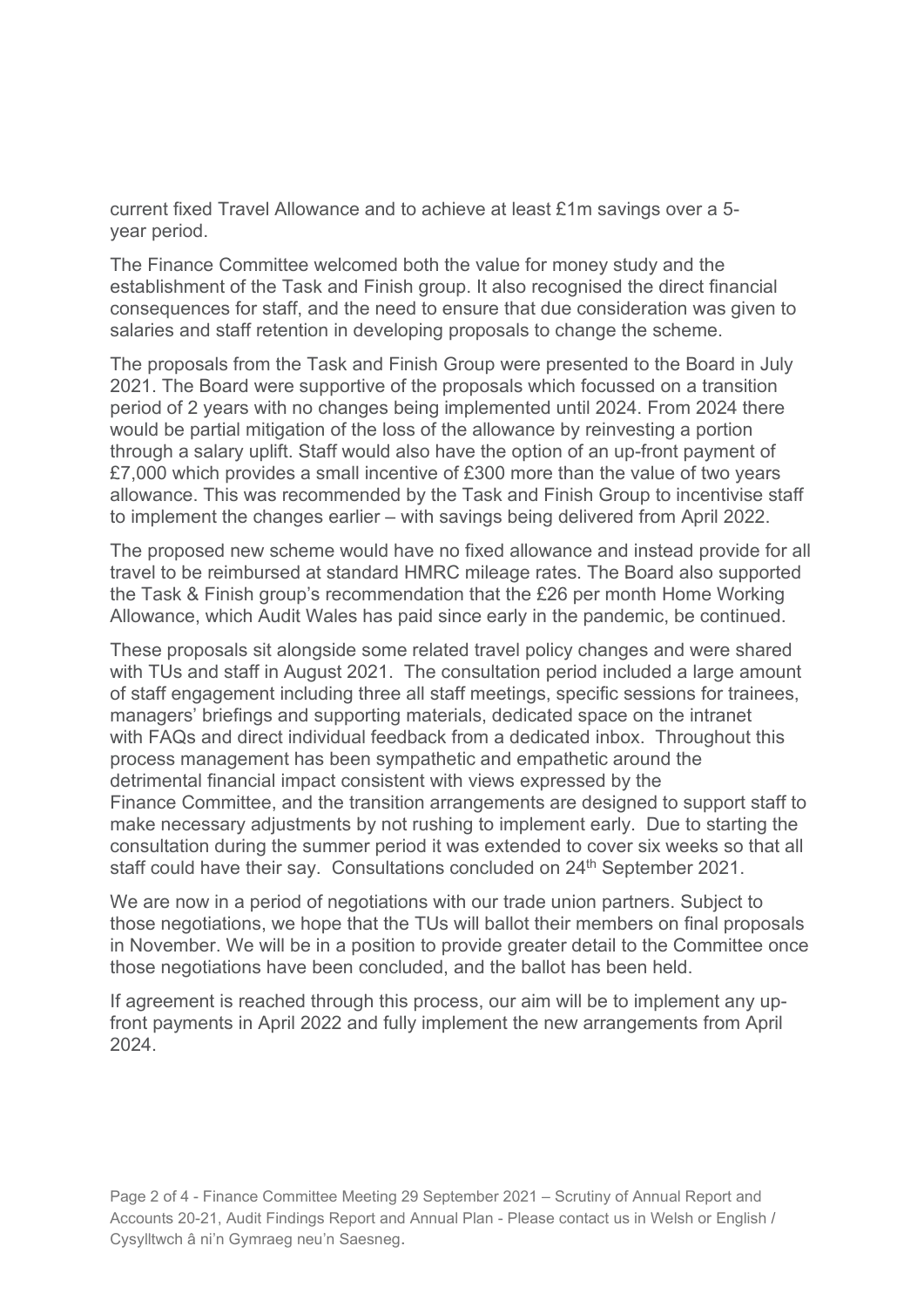current fixed Travel Allowance and to achieve at least £1m savings over a 5-year period.

The Finance Committee welcomed both the value for money study and the establishment of the Task and Finish group. It also recognised the direct financial consequences for staff, and the need to ensure that due consideration was given to salaries and staff retention in developing proposals to change the scheme.

The proposals from the Task and Finish Group were presented to the Board in July 2021. The Board were supportive of the proposals which focussed on a transition period of 2 years with no changes being implemented until 2024. From 2024 there would be partial mitigation of the loss of the allowance by reinvesting a portion through a salary uplift. Staff would also have the option of an up-front payment of £7,000 which provides a small incentive of £300 more than the value of two years allowance. This was recommended by the Task and Finish Group to incentivise staff to implement the changes earlier – with savings being delivered from April 2022.

The proposed new scheme would have no fixed allowance and instead provide for all travel to be reimbursed at standard HMRC mileage rates. The Board also supported the Task & Finish group's recommendation that the £26 per month Home Working Allowance, which Audit Wales has paid since early in the pandemic, be continued.

These proposals sit alongside some related travel policy changes and were shared with TUs and staff in August 2021. The consultation period included a large amount of staff engagement including three all staff meetings, specific sessions for trainees, managers' briefings and supporting materials, dedicated space on the intranet with FAQs and direct individual feedback from a dedicated inbox. Throughout this process management has been sympathetic and empathetic around the detrimental financial impact consistent with views expressed by the Finance Committee, and the transition arrangements are designed to support staff to make necessary adjustments by not rushing to implement early. Due to starting the consultation during the summer period it was extended to cover six weeks so that all staff could have their say. Consultations concluded on 24th September 2021.

We are now in a period of negotiations with our trade union partners. Subject to those negotiations, we hope that the TUs will ballot their members on final proposals in November. We will be in a position to provide greater detail to the Committee once those negotiations have been concluded, and the ballot has been held.

If agreement is reached through this process, our aim will be to implement any up-front payments in April 2022 and fully implement the new arrangements from April 2024.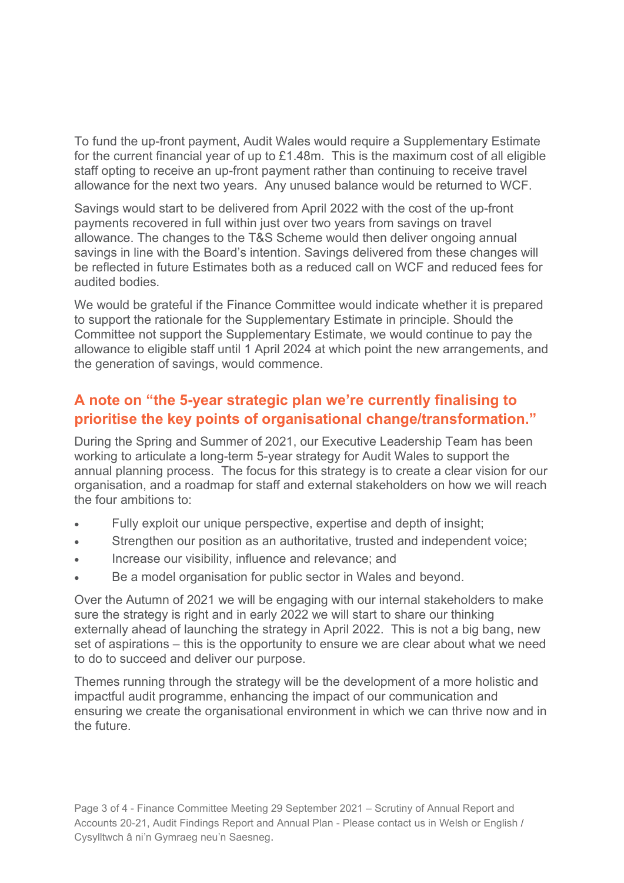To fund the up-front payment, Audit Wales would require a Supplementary Estimate for the current financial year of up to £1.48m. This is the maximum cost of all eligible staff opting to receive an up-front payment rather than continuing to receive travel allowance for the next two years. Any unused balance would be returned to WCF.

Savings would start to be delivered from April 2022 with the cost of the up-front payments recovered in full within just over two years from savings on travel allowance. The changes to the T&S Scheme would then deliver ongoing annual savings in line with the Board's intention. Savings delivered from these changes will be reflected in future Estimates both as a reduced call on WCF and reduced fees for audited bodies.

We would be grateful if the Finance Committee would indicate whether it is prepared to support the rationale for the Supplementary Estimate in principle. Should the Committee not support the Supplementary Estimate, we would continue to pay the allowance to eligible staff until 1 April 2024 at which point the new arrangements, and the generation of savings, would commence.

## A note on "the 5-year strategic plan we're currently finalising to prioritise the key points of organisational change/transformation."

During the Spring and Summer of 2021, our Executive Leadership Team has been working to articulate a long-term 5-year strategy for Audit Wales to support the annual planning process. The focus for this strategy is to create a clear vision for our organisation, and a roadmap for staff and external stakeholders on how we will reach the four ambitions to:

- Fully exploit our unique perspective, expertise and depth of insight;
- Strengthen our position as an authoritative, trusted and independent voice;
- Increase our visibility, influence and relevance; and
- Be a model organisation for public sector in Wales and beyond.

Over the Autumn of 2021 we will be engaging with our internal stakeholders to make sure the strategy is right and in early 2022 we will start to share our thinking externally ahead of launching the strategy in April 2022. This is not a big bang, new set of aspirations – this is the opportunity to ensure we are clear about what we need to do to succeed and deliver our purpose.

Themes running through the strategy will be the development of a more holistic and impactful audit programme, enhancing the impact of our communication and ensuring we create the organisational environment in which we can thrive now and in the future.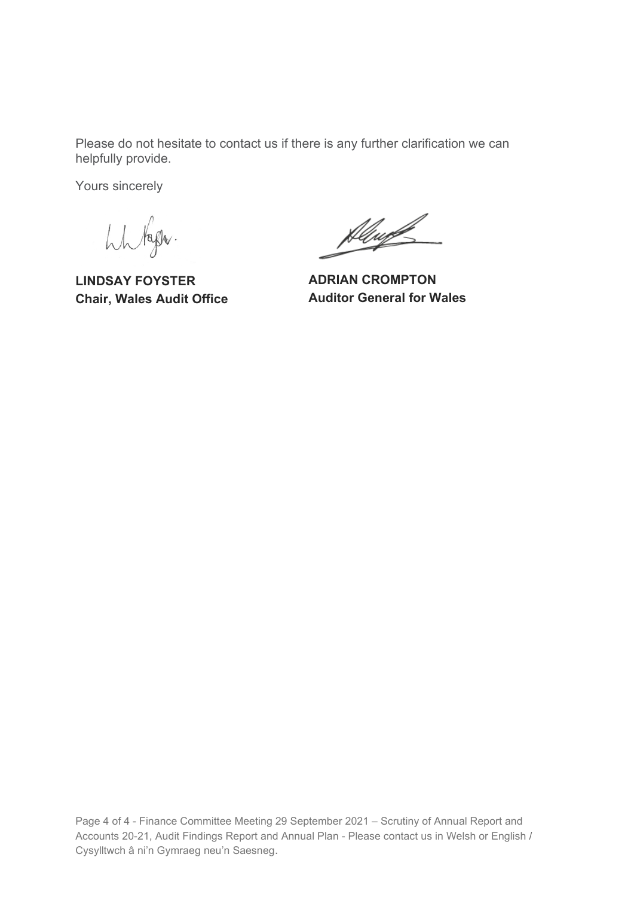Please do not hesitate to contact us if there is any further clarification we can helpfully provide.

Yours sincerely

**LINDSAY FOYSTER**
**Chair, Wales Audit Office**

**ADRIAN CROMPTON**
**Auditor General for Wales**